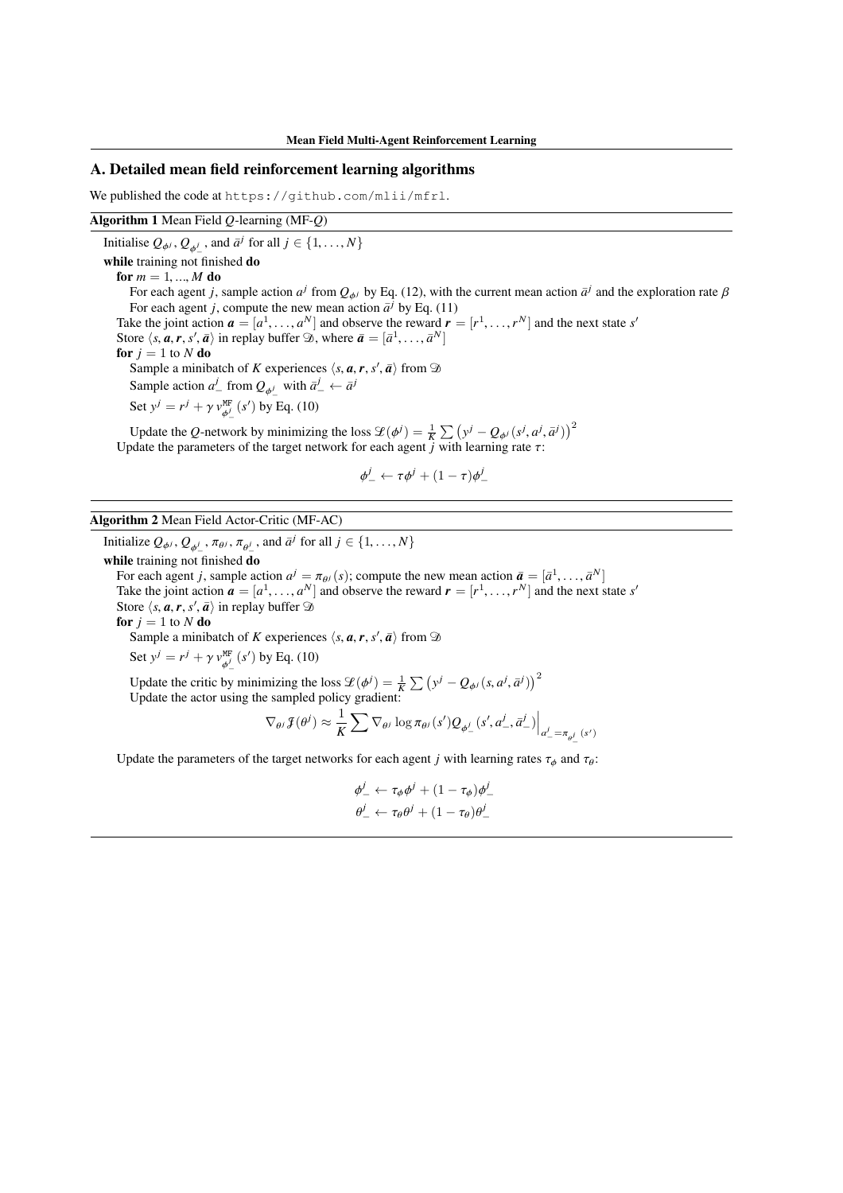## A. Detailed mean field reinforcement learning algorithms

We published the code at https://github.com/mlii/mfrl.

**Algorithm 1** Mean Field $Q$-learning (MF-$Q$)

Initialise $Q_{\phi^j}$, $Q_{\phi^j_-}$, and $\bar{a}^j$ for all $j \in \{1, \ldots, N\}$

**while** training not finished **do**

  **for** $m = 1, ..., M$ **do**

    For each agent $j$, sample action $a^j$ from $Q_{\phi^j}$ by Eq. (12), with the current mean action $\bar{a}^j$ and the exploration rate $\beta$

    For each agent $j$, compute the new mean action $\bar{a}^j$ by Eq. (11)

  Take the joint action $\boldsymbol{a} = [a^1, \ldots, a^N]$ and observe the reward $\boldsymbol{r} = [r^1, \ldots, r^N]$ and the next state $s'$

  Store $\langle s, \boldsymbol{a}, \boldsymbol{r}, s', \bar{\boldsymbol{a}} \rangle$ in replay buffer $\mathcal{D}$, where $\bar{\boldsymbol{a}} = [\bar{a}^1, \ldots, \bar{a}^N]$

  **for** $j = 1$ to $N$ **do**

    Sample a minibatch of $K$ experiences $\langle s, \boldsymbol{a}, \boldsymbol{r}, s', \bar{\boldsymbol{a}} \rangle$ from $\mathcal{D}$

    Sample action $a^j_-$ from $Q_{\phi^j_-}$ with $\bar{a}^j_- \leftarrow \bar{a}^j$

    Set $y^j = r^j + \gamma \, v^{\text{MF}}_{\phi^j_-}(s')$ by Eq. (10)

    Update the $Q$-network by minimizing the loss $\mathcal{L}(\phi^j) = \frac{1}{K} \sum \left( y^j - Q_{\phi^j}(s^j, a^j, \bar{a}^j) \right)^2$

  Update the parameters of the target network for each agent $j$ with learning rate $\tau$:

$$\phi^j_- \leftarrow \tau \phi^j + (1 - \tau) \phi^j_-$$

**Algorithm 2** Mean Field Actor-Critic (MF-AC)

Initialize $Q_{\phi^j}$, $Q_{\phi^j_-}$, $\pi_{\theta^j}$, $\pi_{\theta^j_-}$, and $\bar{a}^j$ for all $j \in \{1, \ldots, N\}$

**while** training not finished **do**

  For each agent $j$, sample action $a^j = \pi_{\theta^j}(s)$; compute the new mean action $\bar{\boldsymbol{a}} = [\bar{a}^1, \ldots, \bar{a}^N]$

  Take the joint action $\boldsymbol{a} = [a^1, \ldots, a^N]$ and observe the reward $\boldsymbol{r} = [r^1, \ldots, r^N]$ and the next state $s'$

  Store $\langle s, \boldsymbol{a}, \boldsymbol{r}, s', \bar{\boldsymbol{a}} \rangle$ in replay buffer $\mathcal{D}$

  **for** $j = 1$ to $N$ **do**

    Sample a minibatch of $K$ experiences $\langle s, \boldsymbol{a}, \boldsymbol{r}, s', \bar{\boldsymbol{a}} \rangle$ from $\mathcal{D}$

    Set $y^j = r^j + \gamma \, v^{\text{MF}}_{\phi^j_-}(s')$ by Eq. (10)

    Update the critic by minimizing the loss $\mathcal{L}(\phi^j) = \frac{1}{K} \sum \left( y^j - Q_{\phi^j}(s, a^j, \bar{a}^j) \right)^2$

    Update the actor using the sampled policy gradient:

$$\nabla_{\theta^j} \mathcal{J}(\theta^j) \approx \frac{1}{K} \sum \nabla_{\theta^j} \log \pi_{\theta^j}(s') Q_{\phi^j_-}(s', a^j_-, \bar{a}^j_-) \Big|_{a^j_- = \pi_{\theta^j_-}(s')}$$

  Update the parameters of the target networks for each agent $j$ with learning rates $\tau_\phi$ and $\tau_\theta$:

$$\phi^j_- \leftarrow \tau_\phi \phi^j + (1 - \tau_\phi) \phi^j_-$$
$$\theta^j_- \leftarrow \tau_\theta \theta^j + (1 - \tau_\theta) \theta^j_-$$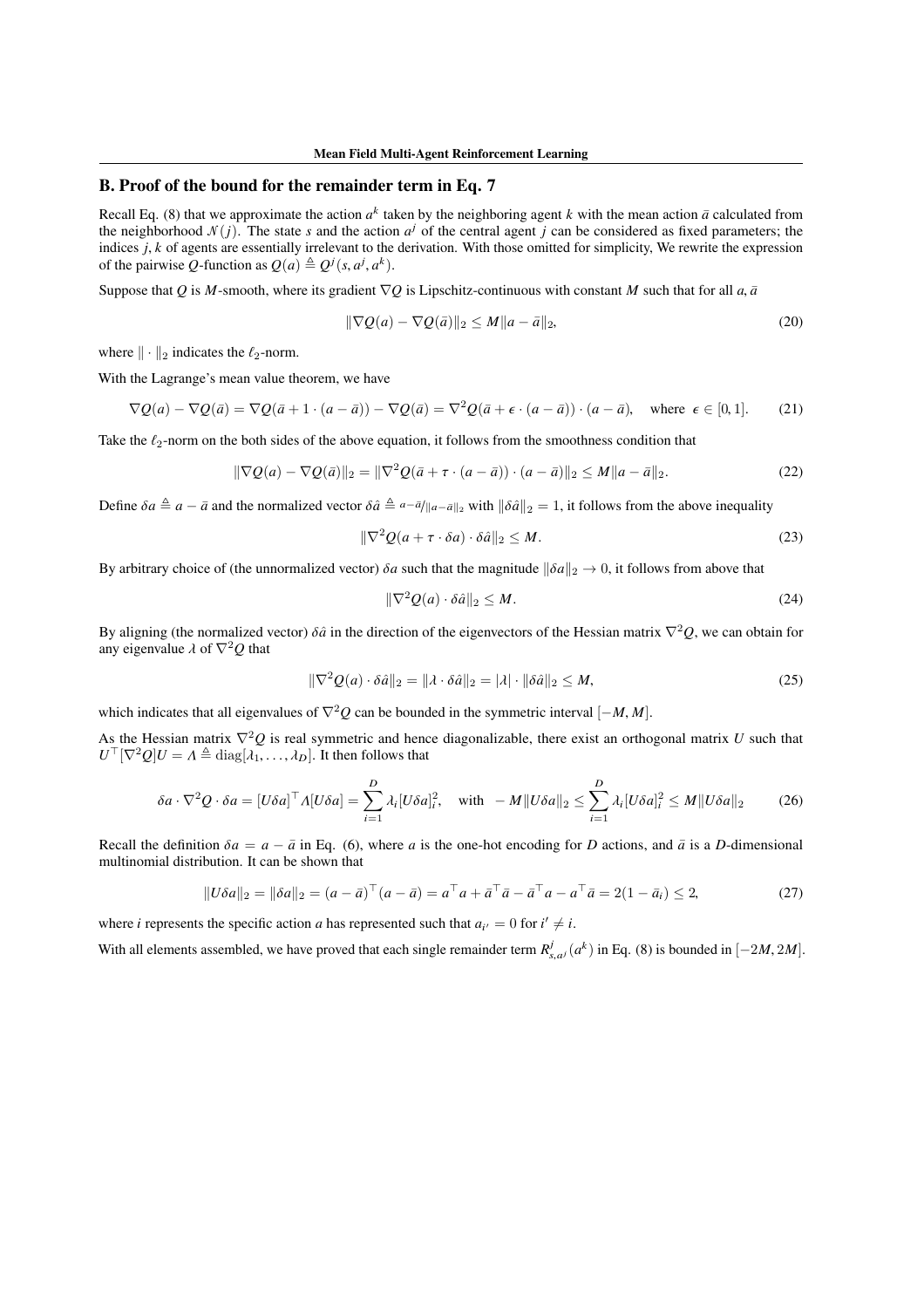## B. Proof of the bound for the remainder term in Eq. 7

Recall Eq. (8) that we approximate the action $a^k$ taken by the neighboring agent $k$ with the mean action $\bar{a}$ calculated from the neighborhood $\mathcal{N}(j)$. The state $s$ and the action $a^j$ of the central agent $j$ can be considered as fixed parameters; the indices $j, k$ of agents are essentially irrelevant to the derivation. With those omitted for simplicity, We rewrite the expression of the pairwise $Q$-function as $Q(a) \triangleq Q^j(s, a^j, a^k)$.

Suppose that $Q$ is $M$-smooth, where its gradient $\nabla Q$ is Lipschitz-continuous with constant $M$ such that for all $a, \bar{a}$

$$\|\nabla Q(a) - \nabla Q(\bar{a})\|_2 \leq M \|a - \bar{a}\|_2, \tag{20}$$

where $\|\cdot\|_2$ indicates the $\ell_2$-norm.

With the Lagrange's mean value theorem, we have

$$\nabla Q(a) - \nabla Q(\bar{a}) = \nabla Q(\bar{a} + 1 \cdot (a - \bar{a})) - \nabla Q(\bar{a}) = \nabla^2 Q(\bar{a} + \epsilon \cdot (a - \bar{a})) \cdot (a - \bar{a}), \quad \text{where } \epsilon \in [0, 1]. \tag{21}$$

Take the $\ell_2$-norm on the both sides of the above equation, it follows from the smoothness condition that

$$\|\nabla Q(a) - \nabla Q(\bar{a})\|_2 = \|\nabla^2 Q(\bar{a} + \tau \cdot (a - \bar{a})) \cdot (a - \bar{a})\|_2 \leq M \|a - \bar{a}\|_2. \tag{22}$$

Define $\delta a \triangleq a - \bar{a}$ and the normalized vector $\delta \hat{a} \triangleq a - \bar{a} / \|a - \bar{a}\|_2$ with $\|\delta \hat{a}\|_2 = 1$, it follows from the above inequality

$$\|\nabla^2 Q(a + \tau \cdot \delta a) \cdot \delta \hat{a}\|_2 \leq M. \tag{23}$$

By arbitrary choice of (the unnormalized vector) $\delta a$ such that the magnitude $\|\delta a\|_2 \to 0$, it follows from above that

$$\|\nabla^2 Q(a) \cdot \delta \hat{a}\|_2 \leq M. \tag{24}$$

By aligning (the normalized vector) $\delta \hat{a}$ in the direction of the eigenvectors of the Hessian matrix $\nabla^2 Q$, we can obtain for any eigenvalue $\lambda$ of $\nabla^2 Q$ that

$$\|\nabla^2 Q(a) \cdot \delta \hat{a}\|_2 = \|\lambda \cdot \delta \hat{a}\|_2 = |\lambda| \cdot \|\delta \hat{a}\|_2 \leq M, \tag{25}$$

which indicates that all eigenvalues of $\nabla^2 Q$ can be bounded in the symmetric interval $[-M, M]$.

As the Hessian matrix $\nabla^2 Q$ is real symmetric and hence diagonalizable, there exist an orthogonal matrix $U$ such that $U^\top [\nabla^2 Q] U = \Lambda \triangleq \text{diag}[\lambda_1, \ldots, \lambda_D]$. It then follows that

$$\delta a \cdot \nabla^2 Q \cdot \delta a = [U \delta a]^\top \Lambda [U \delta a] = \sum_{i=1}^{D} \lambda_i [U \delta a]_i^2, \quad \text{with} \quad -M \|U \delta a\|_2 \leq \sum_{i=1}^{D} \lambda_i [U \delta a]_i^2 \leq M \|U \delta a\|_2 \tag{26}$$

Recall the definition $\delta a = a - \bar{a}$ in Eq. (6), where $a$ is the one-hot encoding for $D$ actions, and $\bar{a}$ is a $D$-dimensional multinomial distribution. It can be shown that

$$\|U \delta a\|_2 = \|\delta a\|_2 = (a - \bar{a})^\top (a - \bar{a}) = a^\top a + \bar{a}^\top \bar{a} - \bar{a}^\top a - a^\top \bar{a} = 2(1 - \bar{a}_i) \leq 2, \tag{27}$$

where $i$ represents the specific action $a$ has represented such that $a_{i'} = 0$ for $i' \neq i$.

With all elements assembled, we have proved that each single remainder term $R^j_{s,a^j}(a^k)$ in Eq. (8) is bounded in $[-2M, 2M]$.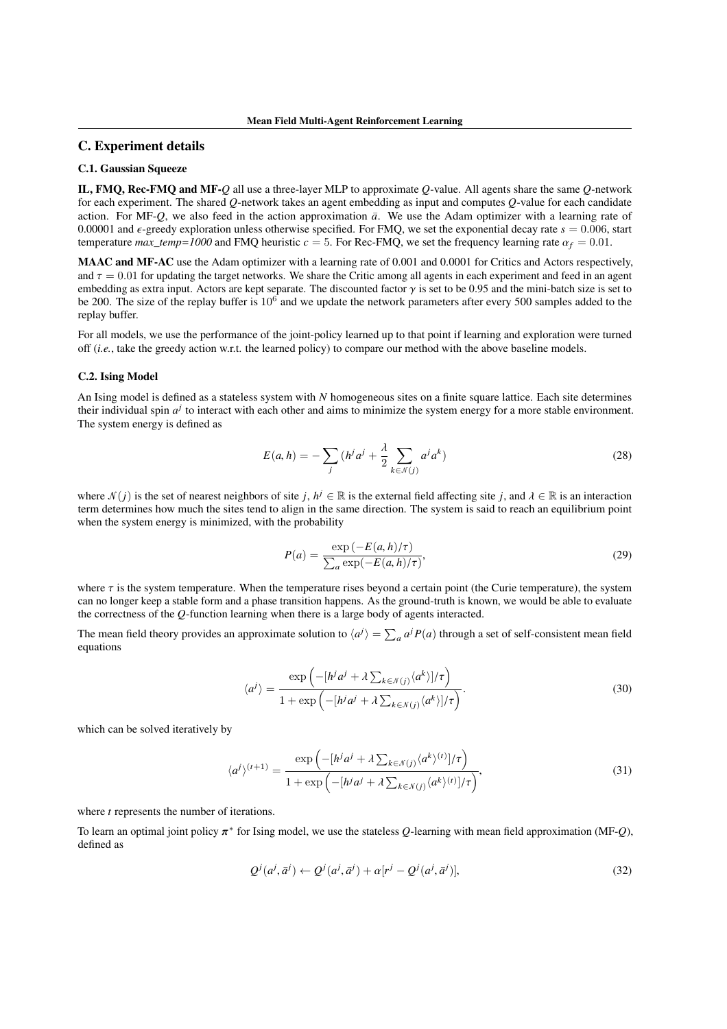## C. Experiment details

### C.1. Gaussian Squeeze

**IL, FMQ, Rec-FMQ and MF-*Q*** all use a three-layer MLP to approximate *Q*-value. All agents share the same *Q*-network for each experiment. The shared *Q*-network takes an agent embedding as input and computes *Q*-value for each candidate action. For MF-*Q*, we also feed in the action approximation $\bar{a}$. We use the Adam optimizer with a learning rate of 0.00001 and $\epsilon$-greedy exploration unless otherwise specified. For FMQ, we set the exponential decay rate $s = 0.006$, start temperature *max_temp=1000* and FMQ heuristic $c = 5$. For Rec-FMQ, we set the frequency learning rate $\alpha_f = 0.01$.

**MAAC and MF-AC** use the Adam optimizer with a learning rate of 0.001 and 0.0001 for Critics and Actors respectively, and $\tau = 0.01$ for updating the target networks. We share the Critic among all agents in each experiment and feed in an agent embedding as extra input. Actors are kept separate. The discounted factor $\gamma$ is set to be 0.95 and the mini-batch size is set to be 200. The size of the replay buffer is $10^6$ and we update the network parameters after every 500 samples added to the replay buffer.

For all models, we use the performance of the joint-policy learned up to that point if learning and exploration were turned off (*i.e.*, take the greedy action w.r.t. the learned policy) to compare our method with the above baseline models.

### C.2. Ising Model

An Ising model is defined as a stateless system with *N* homogeneous sites on a finite square lattice. Each site determines their individual spin $a^j$ to interact with each other and aims to minimize the system energy for a more stable environment. The system energy is defined as

$$E(a, h) = -\sum_j (h^j a^j + \frac{\lambda}{2} \sum_{k \in \mathcal{N}(j)} a^j a^k) \tag{28}$$

where $\mathcal{N}(j)$ is the set of nearest neighbors of site $j$, $h^j \in \mathbb{R}$ is the external field affecting site $j$, and $\lambda \in \mathbb{R}$ is an interaction term determines how much the sites tend to align in the same direction. The system is said to reach an equilibrium point when the system energy is minimized, with the probability

$$P(a) = \frac{\exp\left(-E(a, h)/\tau\right)}{\sum_a \exp(-E(a, h)/\tau)}, \tag{29}$$

where $\tau$ is the system temperature. When the temperature rises beyond a certain point (the Curie temperature), the system can no longer keep a stable form and a phase transition happens. As the ground-truth is known, we would be able to evaluate the correctness of the *Q*-function learning when there is a large body of agents interacted.

The mean field theory provides an approximate solution to $\langle a^j \rangle = \sum_a a^j P(a)$ through a set of self-consistent mean field equations

$$\langle a^j \rangle = \frac{\exp\left(-[h^j a^j + \lambda \sum_{k \in \mathcal{N}(j)} \langle a^k \rangle]/\tau\right)}{1 + \exp\left(-[h^j a^j + \lambda \sum_{k \in \mathcal{N}(j)} \langle a^k \rangle]/\tau\right)}. \tag{30}$$

which can be solved iteratively by

$$\langle a^j \rangle^{(t+1)} = \frac{\exp\left(-[h^j a^j + \lambda \sum_{k \in \mathcal{N}(j)} \langle a^k \rangle^{(t)}]/\tau\right)}{1 + \exp\left(-[h^j a^j + \lambda \sum_{k \in \mathcal{N}(j)} \langle a^k \rangle^{(t)}]/\tau\right)}, \tag{31}$$

where $t$ represents the number of iterations.

To learn an optimal joint policy $\boldsymbol{\pi}^*$ for Ising model, we use the stateless *Q*-learning with mean field approximation (MF-*Q*), defined as

$$Q^j(a^j, \bar{a}^j) \leftarrow Q^j(a^j, \bar{a}^j) + \alpha[r^j - Q^j(a^j, \bar{a}^j)], \tag{32}$$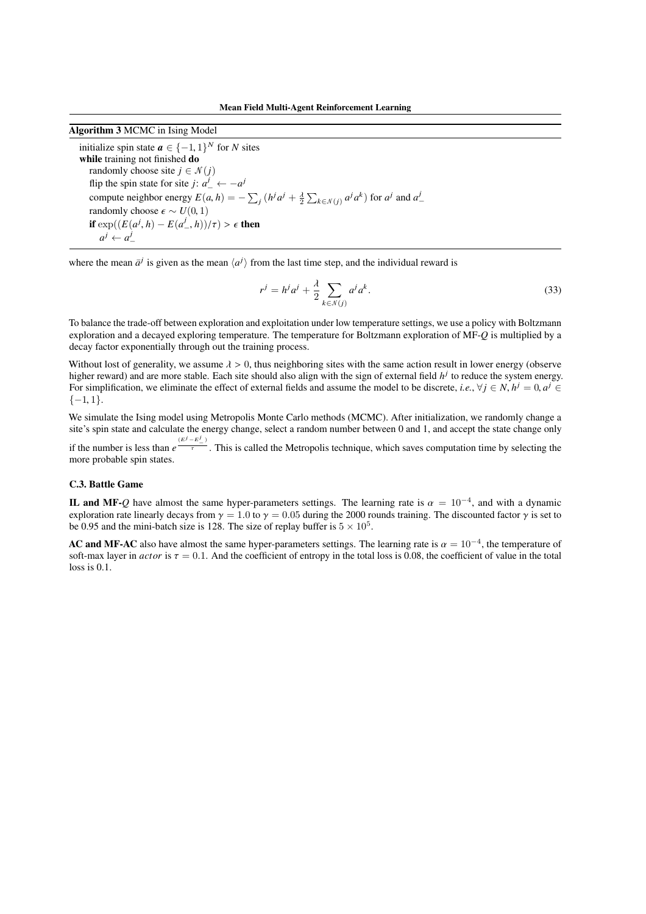**Algorithm 3** MCMC in Ising Model

initialize spin state $\boldsymbol{a} \in \{-1, 1\}^N$ for $N$ sites
**while** training not finished **do**
  randomly choose site $j \in \mathcal{N}(j)$
  flip the spin state for site $j$: $a^j_- \leftarrow -a^j$
  compute neighbor energy $E(a, h) = -\sum_j (h^j a^j + \frac{\lambda}{2} \sum_{k \in \mathcal{N}(j)} a^j a^k)$ for $a^j$ and $a^j_-$
  randomly choose $\epsilon \sim U(0, 1)$
  **if** $\exp((E(a^j, h) - E(a^j_-, h))/\tau) > \epsilon$ **then**
    $a^j \leftarrow a^j_-$

where the mean $\bar{a}^j$ is given as the mean $\langle a^j \rangle$ from the last time step, and the individual reward is

$$r^j = h^j a^j + \frac{\lambda}{2} \sum_{k \in \mathcal{N}(j)} a^j a^k. \tag{33}$$

To balance the trade-off between exploration and exploitation under low temperature settings, we use a policy with Boltzmann exploration and a decayed exploring temperature. The temperature for Boltzmann exploration of MF-$Q$ is multiplied by a decay factor exponentially through out the training process.

Without lost of generality, we assume $\lambda > 0$, thus neighboring sites with the same action result in lower energy (observe higher reward) and are more stable. Each site should also align with the sign of external field $h^j$ to reduce the system energy. For simplification, we eliminate the effect of external fields and assume the model to be discrete, *i.e.*, $\forall j \in N, h^j = 0, a^j \in \{-1, 1\}$.

We simulate the Ising model using Metropolis Monte Carlo methods (MCMC). After initialization, we randomly change a site's spin state and calculate the energy change, select a random number between 0 and 1, and accept the state change only if the number is less than $e^{\frac{(E^j - E^j_-)}{\tau}}$. This is called the Metropolis technique, which saves computation time by selecting the more probable spin states.

### C.3. Battle Game

**IL and MF-$Q$** have almost the same hyper-parameters settings. The learning rate is $\alpha = 10^{-4}$, and with a dynamic exploration rate linearly decays from $\gamma = 1.0$ to $\gamma = 0.05$ during the 2000 rounds training. The discounted factor $\gamma$ is set to be 0.95 and the mini-batch size is 128. The size of replay buffer is $5 \times 10^5$.

**AC and MF-AC** also have almost the same hyper-parameters settings. The learning rate is $\alpha = 10^{-4}$, the temperature of soft-max layer in *actor* is $\tau = 0.1$. And the coefficient of entropy in the total loss is 0.08, the coefficient of value in the total loss is 0.1.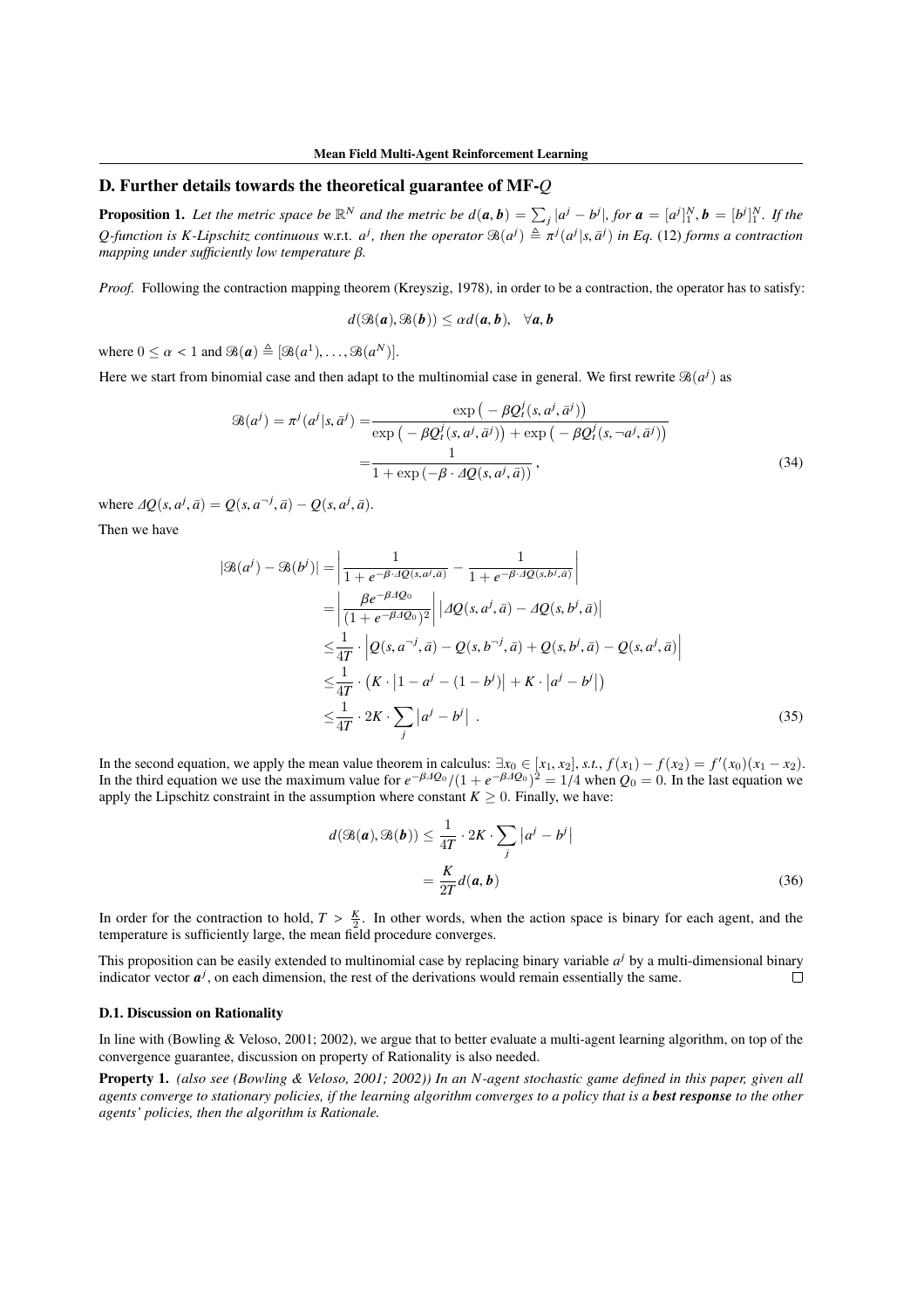## D. Further details towards the theoretical guarantee of MF-$Q$

**Proposition 1.** *Let the metric space be $\mathbb{R}^N$ and the metric be $d(\boldsymbol{a}, \boldsymbol{b}) = \sum_j |a^j - b^j|$, for $\boldsymbol{a} = [a^j]_1^N, \boldsymbol{b} = [b^j]_1^N$. If the Q-function is K-Lipschitz continuous* w.r.t. *$a^j$, then the operator $\mathcal{B}(a^j) \triangleq \pi^j(a^j|s, \bar{a}^j)$ in Eq. (12) forms a contraction mapping under sufficiently low temperature $\beta$.*

*Proof.* Following the contraction mapping theorem (Kreyszig, 1978), in order to be a contraction, the operator has to satisfy:

$$d(\mathcal{B}(\boldsymbol{a}), \mathcal{B}(\boldsymbol{b})) \leq \alpha d(\boldsymbol{a}, \boldsymbol{b}), \quad \forall \boldsymbol{a}, \boldsymbol{b}$$

where $0 \leq \alpha < 1$ and $\mathcal{B}(\boldsymbol{a}) \triangleq [\mathcal{B}(a^1), \dots, \mathcal{B}(a^N)]$.

Here we start from binomial case and then adapt to the multinomial case in general. We first rewrite $\mathcal{B}(a^j)$ as

$$\begin{aligned}
\mathcal{B}(a^j) = \pi^j(a^j|s, \bar{a}^j) &= \frac{\exp\big(-\beta Q_t^j(s, a^j, \bar{a}^j)\big)}{\exp\big(-\beta Q_t^j(s, a^j, \bar{a}^j)\big) + \exp\big(-\beta Q_t^j(s, \neg a^j, \bar{a}^j)\big)} \\
&= \frac{1}{1 + \exp\left(-\beta \cdot \Delta Q(s, a^j, \bar{a})\right)}, \qquad (34)
\end{aligned}$$

where $\Delta Q(s, a^j, \bar{a}) = Q(s, a^{\neg j}, \bar{a}) - Q(s, a^j, \bar{a})$.

Then we have

$$\begin{aligned}
|\mathcal{B}(a^j) - \mathcal{B}(b^j)| &= \left| \frac{1}{1 + e^{-\beta \cdot \Delta Q(s, a^j, \bar{a})}} - \frac{1}{1 + e^{-\beta \cdot \Delta Q(s, b^j, \bar{a})}} \right| \\
&= \left| \frac{\beta e^{-\beta \Delta Q_0}}{(1 + e^{-\beta \Delta Q_0})^2} \right| \left| \Delta Q(s, a^j, \bar{a}) - \Delta Q(s, b^j, \bar{a}) \right| \\
&\leq \frac{1}{4T} \cdot \left| Q(s, a^{\neg j}, \bar{a}) - Q(s, b^{\neg j}, \bar{a}) + Q(s, b^j, \bar{a}) - Q(s, a^j, \bar{a}) \right| \\
&\leq \frac{1}{4T} \cdot \left( K \cdot \left| 1 - a^j - (1 - b^j) \right| + K \cdot \left| a^j - b^j \right| \right) \\
&\leq \frac{1}{4T} \cdot 2K \cdot \sum_j \left| a^j - b^j \right| . \qquad (35)
\end{aligned}$$

In the second equation, we apply the mean value theorem in calculus: $\exists x_0 \in [x_1, x_2]$, *s.t.*, $f(x_1) - f(x_2) = f'(x_0)(x_1 - x_2)$. In the third equation we use the maximum value for $e^{-\beta \Delta Q_0}/(1 + e^{-\beta \Delta Q_0})^2 = 1/4$ when $Q_0 = 0$. In the last equation we apply the Lipschitz constraint in the assumption where constant $K \geq 0$. Finally, we have:

$$\begin{aligned}
d(\mathcal{B}(\boldsymbol{a}), \mathcal{B}(\boldsymbol{b})) &\leq \frac{1}{4T} \cdot 2K \cdot \sum_j \left| a^j - b^j \right| \\
&= \frac{K}{2T} d(\boldsymbol{a}, \boldsymbol{b}) \qquad (36)
\end{aligned}$$

In order for the contraction to hold, $T > \frac{K}{2}$. In other words, when the action space is binary for each agent, and the temperature is sufficiently large, the mean field procedure converges.

This proposition can be easily extended to multinomial case by replacing binary variable $a^j$ by a multi-dimensional binary indicator vector $\boldsymbol{a}^j$, on each dimension, the rest of the derivations would remain essentially the same. ◻

### D.1. Discussion on Rationality

In line with (Bowling & Veloso, 2001; 2002), we argue that to better evaluate a multi-agent learning algorithm, on top of the convergence guarantee, discussion on property of Rationality is also needed.

**Property 1.** *(also see (Bowling & Veloso, 2001; 2002)) In an N-agent stochastic game defined in this paper, given all agents converge to stationary policies, if the learning algorithm converges to a policy that is a* ***best response*** *to the other agents' policies, then the algorithm is Rationale.*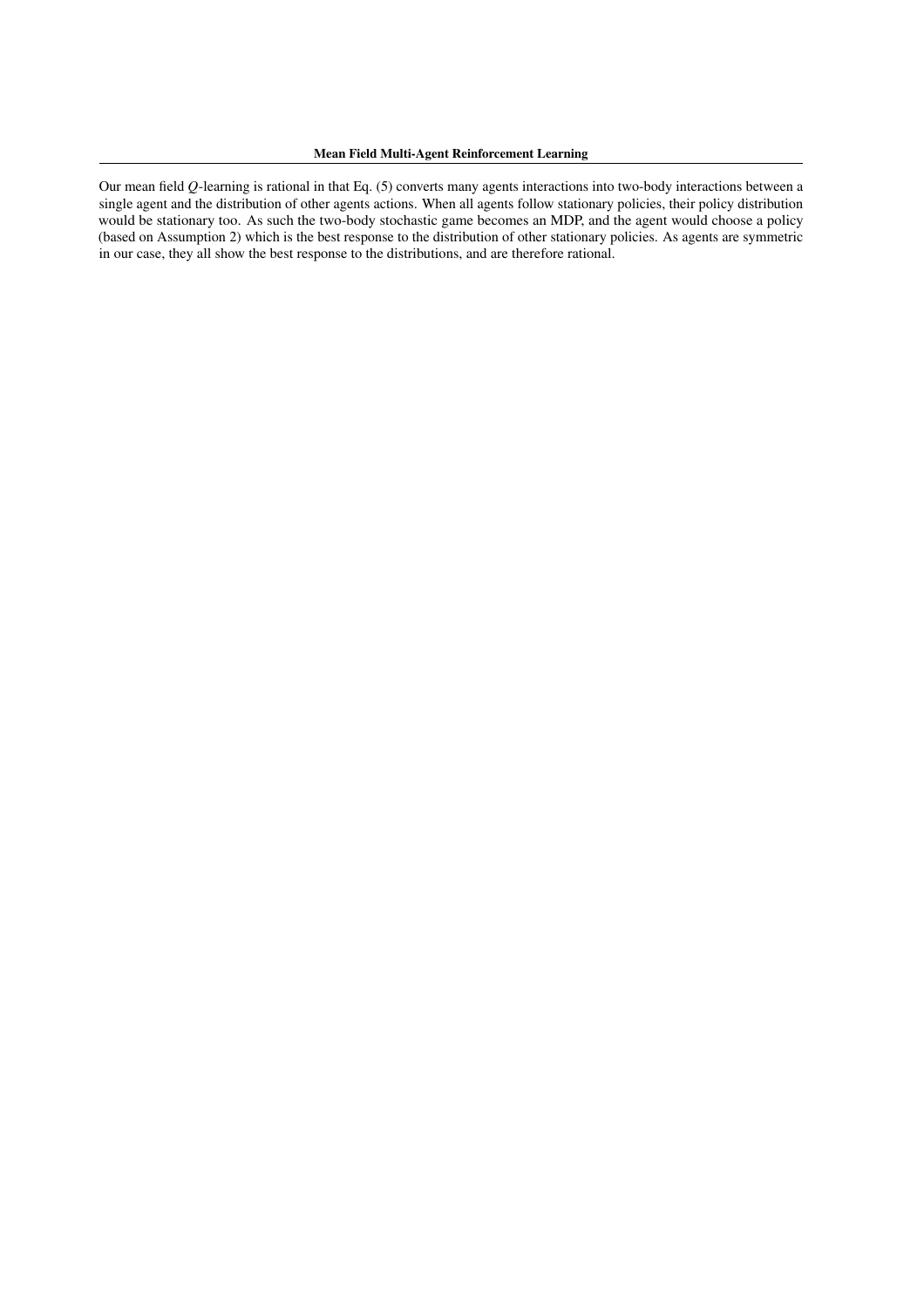Our mean field $Q$-learning is rational in that Eq. (5) converts many agents interactions into two-body interactions between a single agent and the distribution of other agents actions. When all agents follow stationary policies, their policy distribution would be stationary too. As such the two-body stochastic game becomes an MDP, and the agent would choose a policy (based on Assumption 2) which is the best response to the distribution of other stationary policies. As agents are symmetric in our case, they all show the best response to the distributions, and are therefore rational.